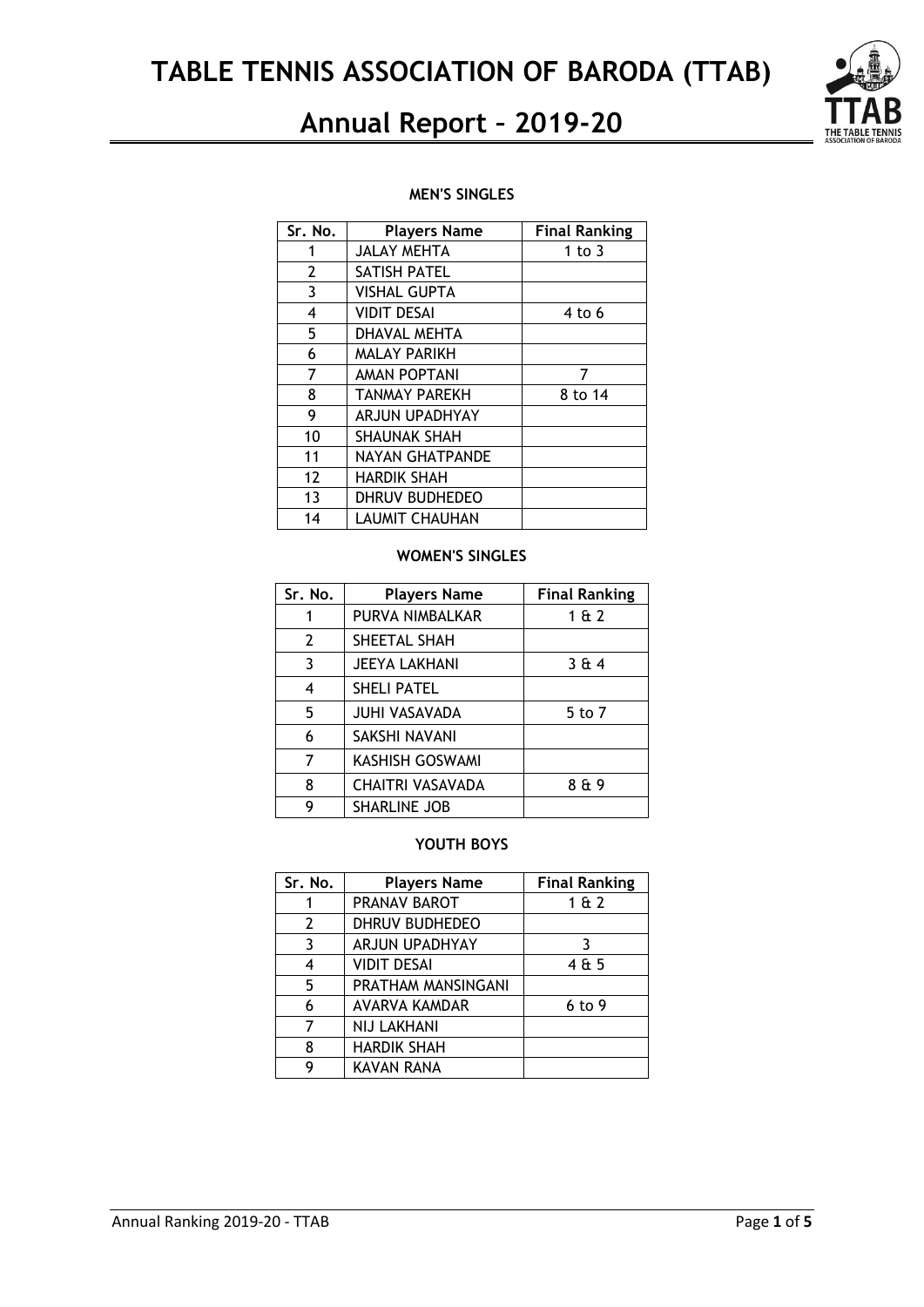# TABLE TENNIS ASSOCIATION OF BARODA (TTAB)

## Annual Report – 2019-20

**MEN'S SINGLES**

| Sr. No. | Players Name | Final Ranking |
|---|---|---|
| 1 | JALAY MEHTA | 1 to 3 |
| 2 | SATISH PATEL | |
| 3 | VISHAL GUPTA | |
| 4 | VIDIT DESAI | 4 to 6 |
| 5 | DHAVAL MEHTA | |
| 6 | MALAY PARIKH | |
| 7 | AMAN POPTANI | 7 |
| 8 | TANMAY PAREKH | 8 to 14 |
| 9 | ARJUN UPADHYAY | |
| 10 | SHAUNAK SHAH | |
| 11 | NAYAN GHATPANDE | |
| 12 | HARDIK SHAH | |
| 13 | DHRUV BUDHEDEO | |
| 14 | LAUMIT CHAUHAN | |

**WOMEN'S SINGLES**

| Sr. No. | Players Name | Final Ranking |
|---|---|---|
| 1 | PURVA NIMBALKAR | 1 & 2 |
| 2 | SHEETAL SHAH | |
| 3 | JEEYA LAKHANI | 3 & 4 |
| 4 | SHELI PATEL | |
| 5 | JUHI VASAVADA | 5 to 7 |
| 6 | SAKSHI NAVANI | |
| 7 | KASHISH GOSWAMI | |
| 8 | CHAITRI VASAVADA | 8 & 9 |
| 9 | SHARLINE JOB | |

**YOUTH BOYS**

| Sr. No. | Players Name | Final Ranking |
|---|---|---|
| 1 | PRANAV BAROT | 1 & 2 |
| 2 | DHRUV BUDHEDEO | |
| 3 | ARJUN UPADHYAY | 3 |
| 4 | VIDIT DESAI | 4 & 5 |
| 5 | PRATHAM MANSINGANI | |
| 6 | AVARVA KAMDAR | 6 to 9 |
| 7 | NIJ LAKHANI | |
| 8 | HARDIK SHAH | |
| 9 | KAVAN RANA | |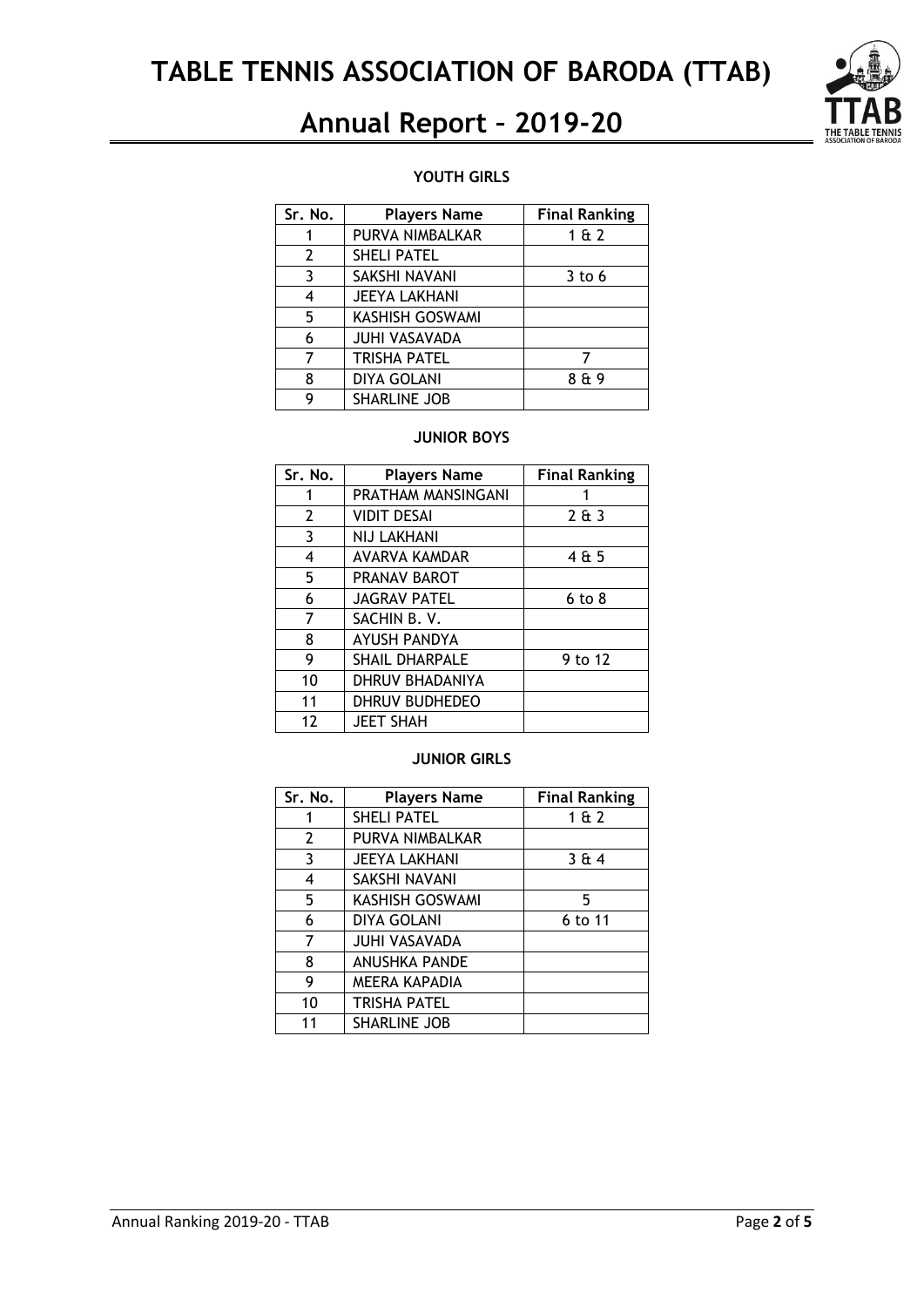#### YOUTH GIRLS

| Sr. No. | Players Name | Final Ranking |
|---|---|---|
| 1 | PURVA NIMBALKAR | 1 & 2 |
| 2 | SHELI PATEL | |
| 3 | SAKSHI NAVANI | 3 to 6 |
| 4 | JEEYA LAKHANI | |
| 5 | KASHISH GOSWAMI | |
| 6 | JUHI VASAVADA | |
| 7 | TRISHA PATEL | 7 |
| 8 | DIYA GOLANI | 8 & 9 |
| 9 | SHARLINE JOB | |

#### JUNIOR BOYS

| Sr. No. | Players Name | Final Ranking |
|---|---|---|
| 1 | PRATHAM MANSINGANI | 1 |
| 2 | VIDIT DESAI | 2 & 3 |
| 3 | NIJ LAKHANI | |
| 4 | AVARVA KAMDAR | 4 & 5 |
| 5 | PRANAV BAROT | |
| 6 | JAGRAV PATEL | 6 to 8 |
| 7 | SACHIN B. V. | |
| 8 | AYUSH PANDYA | |
| 9 | SHAIL DHARPALE | 9 to 12 |
| 10 | DHRUV BHADANIYA | |
| 11 | DHRUV BUDHEDEO | |
| 12 | JEET SHAH | |

#### JUNIOR GIRLS

| Sr. No. | Players Name | Final Ranking |
|---|---|---|
| 1 | SHELI PATEL | 1 & 2 |
| 2 | PURVA NIMBALKAR | |
| 3 | JEEYA LAKHANI | 3 & 4 |
| 4 | SAKSHI NAVANI | |
| 5 | KASHISH GOSWAMI | 5 |
| 6 | DIYA GOLANI | 6 to 11 |
| 7 | JUHI VASAVADA | |
| 8 | ANUSHKA PANDE | |
| 9 | MEERA KAPADIA | |
| 10 | TRISHA PATEL | |
| 11 | SHARLINE JOB | |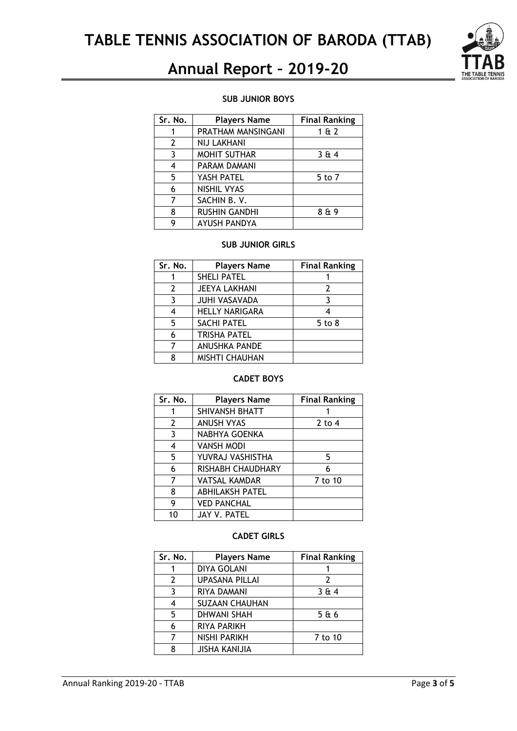#### SUB JUNIOR BOYS

| Sr. No. | Players Name | Final Ranking |
|---|---|---|
| 1 | PRATHAM MANSINGANI | 1 & 2 |
| 2 | NIJ LAKHANI | |
| 3 | MOHIT SUTHAR | 3 & 4 |
| 4 | PARAM DAMANI | |
| 5 | YASH PATEL | 5 to 7 |
| 6 | NISHIL VYAS | |
| 7 | SACHIN B. V. | |
| 8 | RUSHIN GANDHI | 8 & 9 |
| 9 | AYUSH PANDYA | |

#### SUB JUNIOR GIRLS

| Sr. No. | Players Name | Final Ranking |
|---|---|---|
| 1 | SHELI PATEL | 1 |
| 2 | JEEYA LAKHANI | 2 |
| 3 | JUHI VASAVADA | 3 |
| 4 | HELLY NARIGARA | 4 |
| 5 | SACHI PATEL | 5 to 8 |
| 6 | TRISHA PATEL | |
| 7 | ANUSHKA PANDE | |
| 8 | MISHTI CHAUHAN | |

#### CADET BOYS

| Sr. No. | Players Name | Final Ranking |
|---|---|---|
| 1 | SHIVANSH BHATT | 1 |
| 2 | ANUSH VYAS | 2 to 4 |
| 3 | NABHYA GOENKA | |
| 4 | VANSH MODI | |
| 5 | YUVRAJ VASHISTHA | 5 |
| 6 | RISHABH CHAUDHARY | 6 |
| 7 | VATSAL KAMDAR | 7 to 10 |
| 8 | ABHILAKSH PATEL | |
| 9 | VED PANCHAL | |
| 10 | JAY V. PATEL | |

#### CADET GIRLS

| Sr. No. | Players Name | Final Ranking |
|---|---|---|
| 1 | DIYA GOLANI | 1 |
| 2 | UPASANA PILLAI | 2 |
| 3 | RIYA DAMANI | 3 & 4 |
| 4 | SUZAAN CHAUHAN | |
| 5 | DHWANI SHAH | 5 & 6 |
| 6 | RIYA PARIKH | |
| 7 | NISHI PARIKH | 7 to 10 |
| 8 | JISHA KANIJIA | |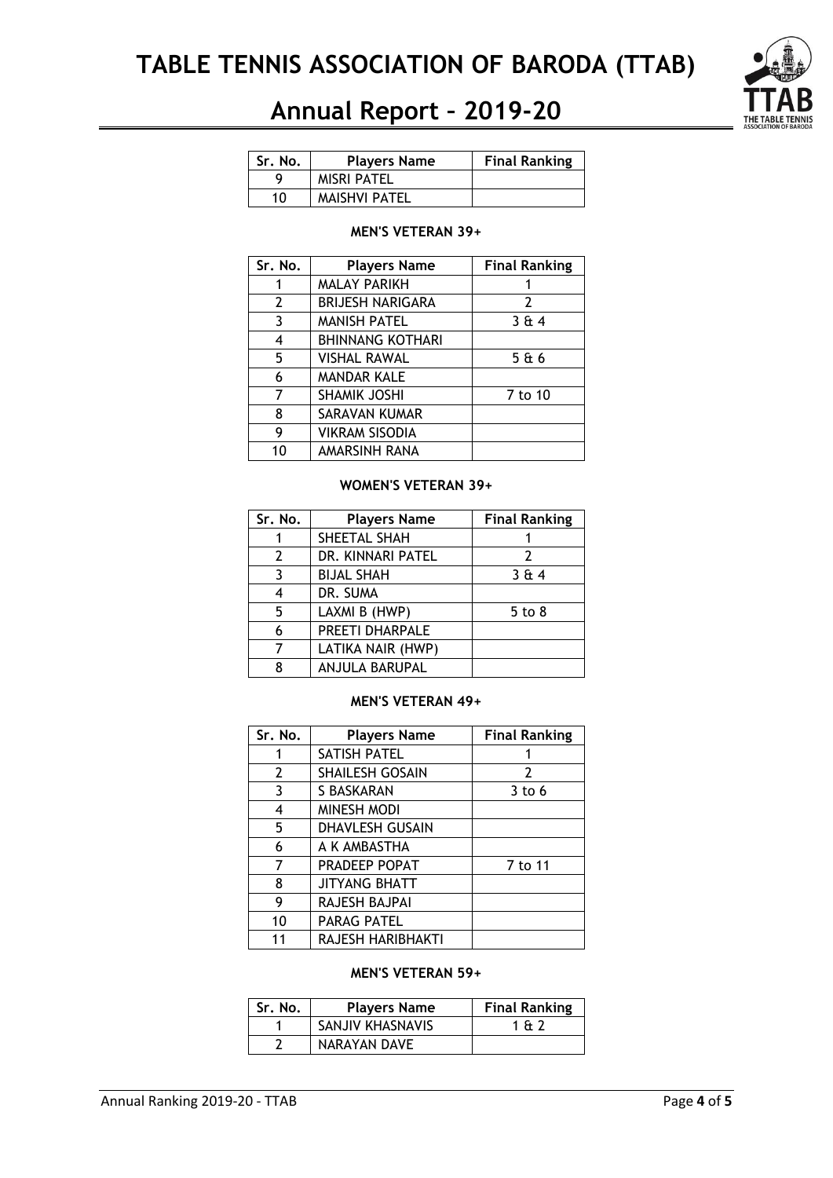| Sr. No. | Players Name | Final Ranking |
|---|---|---|
| 9 | MISRI PATEL | |
| 10 | MAISHVI PATEL | |

**MEN'S VETERAN 39+**

| Sr. No. | Players Name | Final Ranking |
|---|---|---|
| 1 | MALAY PARIKH | 1 |
| 2 | BRIJESH NARIGARA | 2 |
| 3 | MANISH PATEL | 3 & 4 |
| 4 | BHINNANG KOTHARI | |
| 5 | VISHAL RAWAL | 5 & 6 |
| 6 | MANDAR KALE | |
| 7 | SHAMIK JOSHI | 7 to 10 |
| 8 | SARAVAN KUMAR | |
| 9 | VIKRAM SISODIA | |
| 10 | AMARSINH RANA | |

**WOMEN'S VETERAN 39+**

| Sr. No. | Players Name | Final Ranking |
|---|---|---|
| 1 | SHEETAL SHAH | 1 |
| 2 | DR. KINNARI PATEL | 2 |
| 3 | BIJAL SHAH | 3 & 4 |
| 4 | DR. SUMA | |
| 5 | LAXMI B (HWP) | 5 to 8 |
| 6 | PREETI DHARPALE | |
| 7 | LATIKA NAIR (HWP) | |
| 8 | ANJULA BARUPAL | |

**MEN'S VETERAN 49+**

| Sr. No. | Players Name | Final Ranking |
|---|---|---|
| 1 | SATISH PATEL | 1 |
| 2 | SHAILESH GOSAIN | 2 |
| 3 | S BASKARAN | 3 to 6 |
| 4 | MINESH MODI | |
| 5 | DHAVLESH GUSAIN | |
| 6 | A K AMBASTHA | |
| 7 | PRADEEP POPAT | 7 to 11 |
| 8 | JITYANG BHATT | |
| 9 | RAJESH BAJPAI | |
| 10 | PARAG PATEL | |
| 11 | RAJESH HARIBHAKTI | |

**MEN'S VETERAN 59+**

| Sr. No. | Players Name | Final Ranking |
|---|---|---|
| 1 | SANJIV KHASNAVIS | 1 & 2 |
| 2 | NARAYAN DAVE | |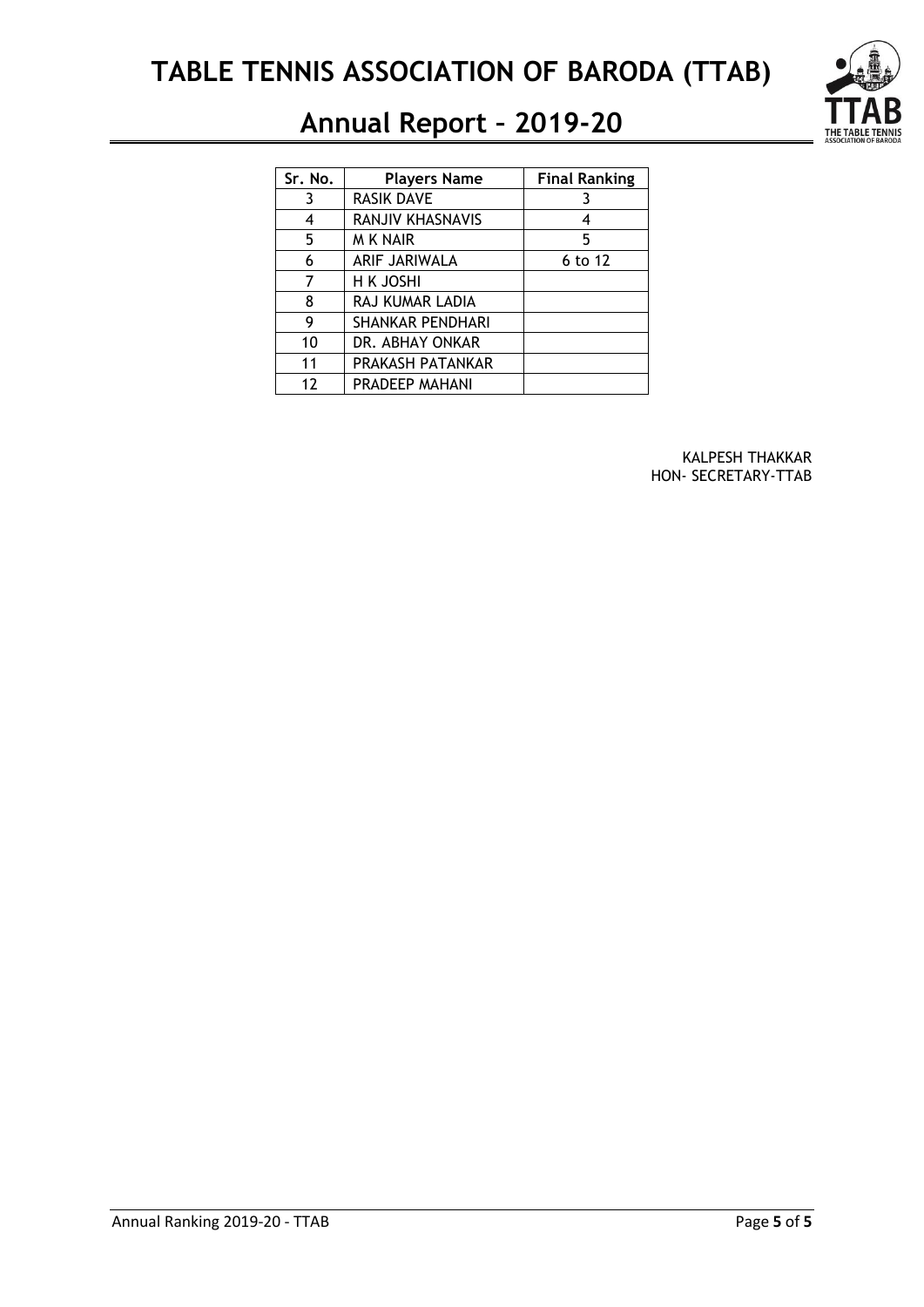| Sr. No. | Players Name | Final Ranking |
|---|---|---|
| 3 | RASIK DAVE | 3 |
| 4 | RANJIV KHASNAVIS | 4 |
| 5 | M K NAIR | 5 |
| 6 | ARIF JARIWALA | 6 to 12 |
| 7 | H K JOSHI | |
| 8 | RAJ KUMAR LADIA | |
| 9 | SHANKAR PENDHARI | |
| 10 | DR. ABHAY ONKAR | |
| 11 | PRAKASH PATANKAR | |
| 12 | PRADEEP MAHANI | |

KALPESH THAKKAR
HON- SECRETARY-TTAB